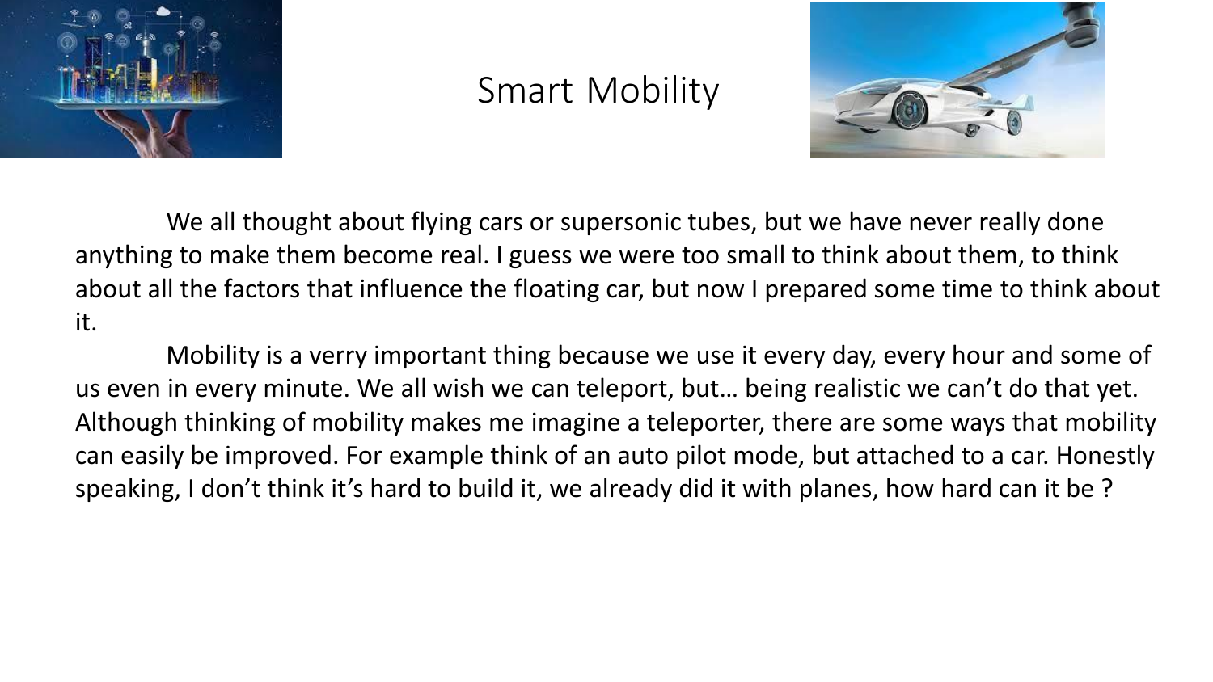# Smart Mobility

We all thought about flying cars or supersonic tubes, but we have never really done anything to make them become real. I guess we were too small to think about them, to think about all the factors that influence the floating car, but now I prepared some time to think about it.

Mobility is a verry important thing because we use it every day, every hour and some of us even in every minute. We all wish we can teleport, but… being realistic we can't do that yet. Although thinking of mobility makes me imagine a teleporter, there are some ways that mobility can easily be improved. For example think of an auto pilot mode, but attached to a car. Honestly speaking, I don't think it's hard to build it, we already did it with planes, how hard can it be ?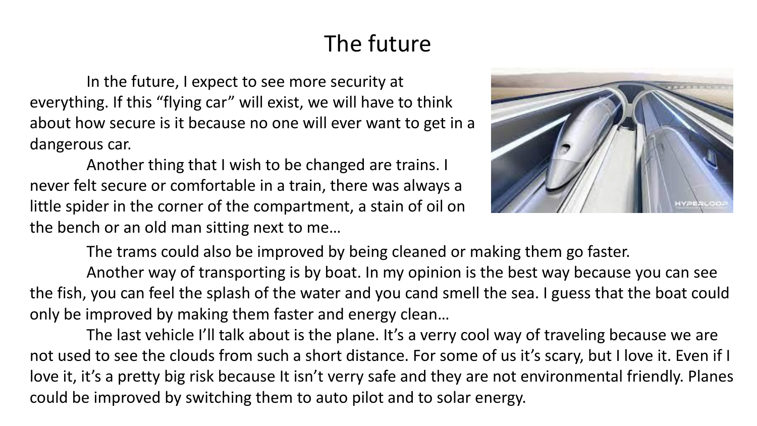# The future

In the future, I expect to see more security at everything. If this "flying car" will exist, we will have to think about how secure is it because no one will ever want to get in a dangerous car.

Another thing that I wish to be changed are trains. I never felt secure or comfortable in a train, there was always a little spider in the corner of the compartment, a stain of oil on the bench or an old man sitting next to me…

The trams could also be improved by being cleaned or making them go faster.

Another way of transporting is by boat. In my opinion is the best way because you can see the fish, you can feel the splash of the water and you cand smell the sea. I guess that the boat could only be improved by making them faster and energy clean…

The last vehicle I'll talk about is the plane. It's a verry cool way of traveling because we are not used to see the clouds from such a short distance. For some of us it's scary, but I love it. Even if I love it, it's a pretty big risk because It isn't verry safe and they are not environmental friendly. Planes could be improved by switching them to auto pilot and to solar energy.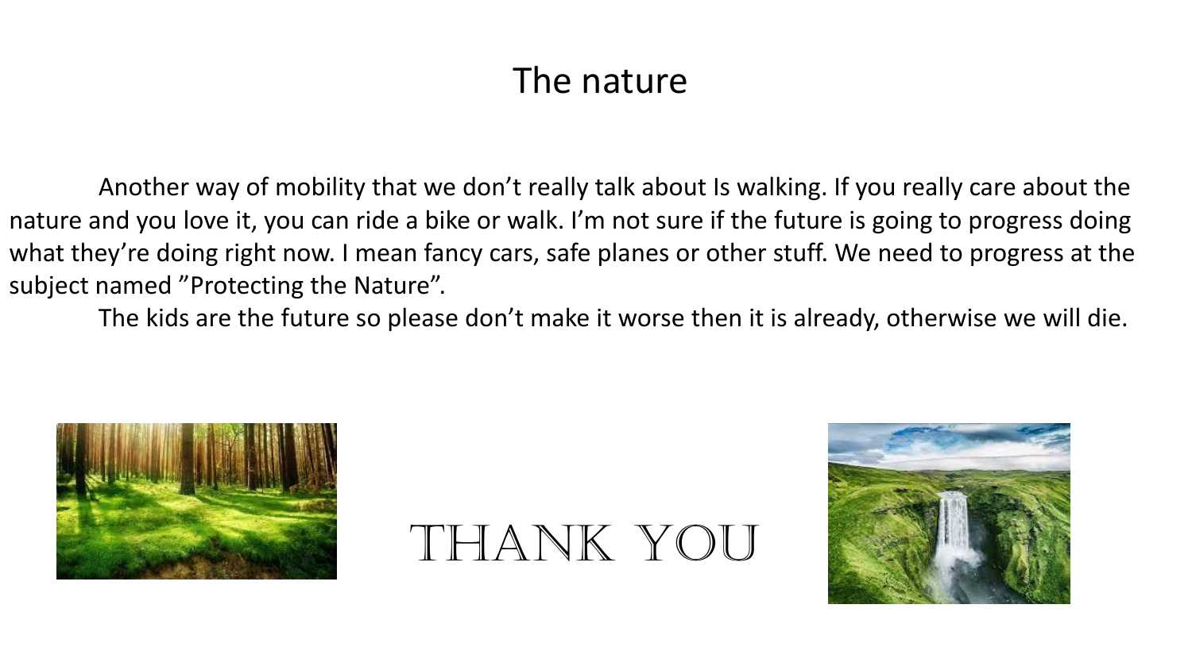# The nature

Another way of mobility that we don't really talk about Is walking. If you really care about the nature and you love it, you can ride a bike or walk. I'm not sure if the future is going to progress doing what they're doing right now. I mean fancy cars, safe planes or other stuff. We need to progress at the subject named "Protecting the Nature".

The kids are the future so please don't make it worse then it is already, otherwise we will die.

THANK YOU